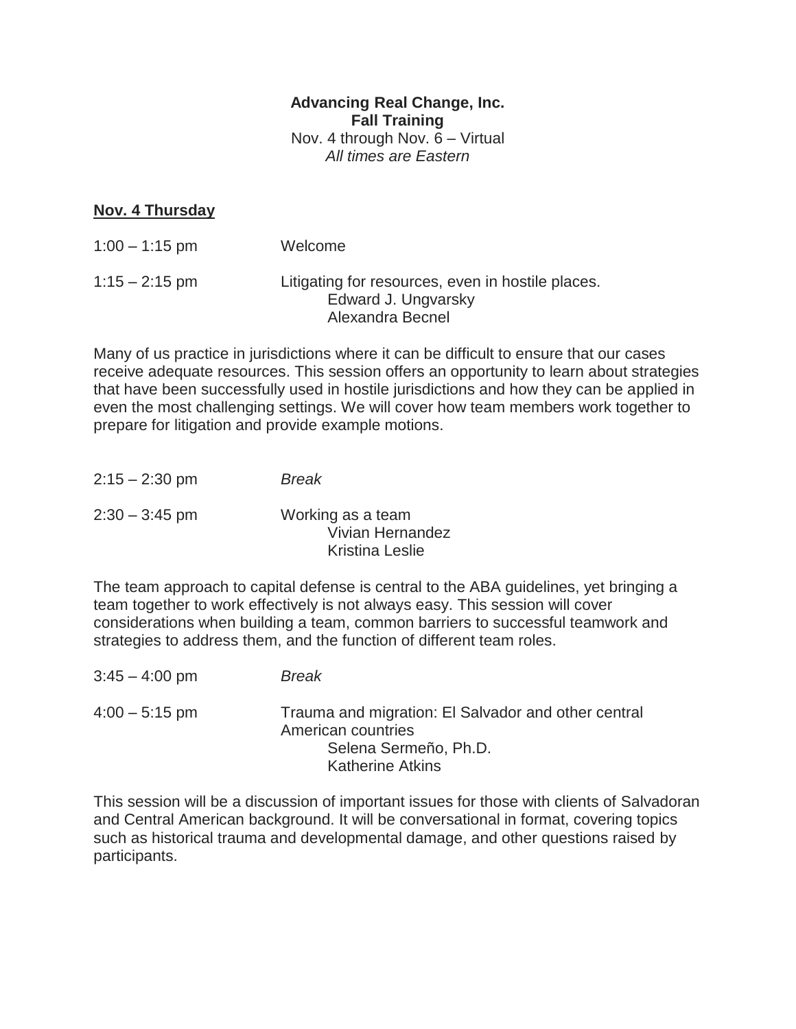**Advancing Real Change, Inc.**
**Fall Training**
Nov. 4 through Nov. 6 – Virtual
*All times are Eastern*

## Nov. 4 Thursday

1:00 – 1:15 pm Welcome

1:15 – 2:15 pm Litigating for resources, even in hostile places.
Edward J. Ungvarsky
Alexandra Becnel

Many of us practice in jurisdictions where it can be difficult to ensure that our cases receive adequate resources. This session offers an opportunity to learn about strategies that have been successfully used in hostile jurisdictions and how they can be applied in even the most challenging settings. We will cover how team members work together to prepare for litigation and provide example motions.

2:15 – 2:30 pm *Break*

2:30 – 3:45 pm Working as a team
Vivian Hernandez
Kristina Leslie

The team approach to capital defense is central to the ABA guidelines, yet bringing a team together to work effectively is not always easy. This session will cover considerations when building a team, common barriers to successful teamwork and strategies to address them, and the function of different team roles.

3:45 – 4:00 pm *Break*

4:00 – 5:15 pm Trauma and migration: El Salvador and other central American countries
Selena Sermeño, Ph.D.
Katherine Atkins

This session will be a discussion of important issues for those with clients of Salvadoran and Central American background. It will be conversational in format, covering topics such as historical trauma and developmental damage, and other questions raised by participants.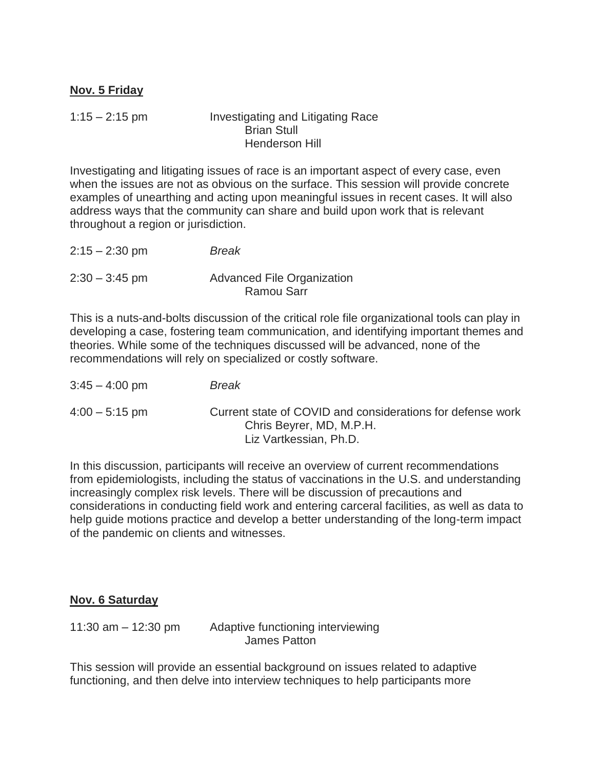**Nov. 5 Friday**

1:15 – 2:15 pm Investigating and Litigating Race
Brian Stull
Henderson Hill

Investigating and litigating issues of race is an important aspect of every case, even when the issues are not as obvious on the surface. This session will provide concrete examples of unearthing and acting upon meaningful issues in recent cases. It will also address ways that the community can share and build upon work that is relevant throughout a region or jurisdiction.

2:15 – 2:30 pm *Break*

2:30 – 3:45 pm Advanced File Organization
Ramou Sarr

This is a nuts-and-bolts discussion of the critical role file organizational tools can play in developing a case, fostering team communication, and identifying important themes and theories. While some of the techniques discussed will be advanced, none of the recommendations will rely on specialized or costly software.

3:45 – 4:00 pm *Break*

4:00 – 5:15 pm Current state of COVID and considerations for defense work
Chris Beyrer, MD, M.P.H.
Liz Vartkessian, Ph.D.

In this discussion, participants will receive an overview of current recommendations from epidemiologists, including the status of vaccinations in the U.S. and understanding increasingly complex risk levels. There will be discussion of precautions and considerations in conducting field work and entering carceral facilities, as well as data to help guide motions practice and develop a better understanding of the long-term impact of the pandemic on clients and witnesses.

**Nov. 6 Saturday**

11:30 am – 12:30 pm Adaptive functioning interviewing
James Patton

This session will provide an essential background on issues related to adaptive functioning, and then delve into interview techniques to help participants more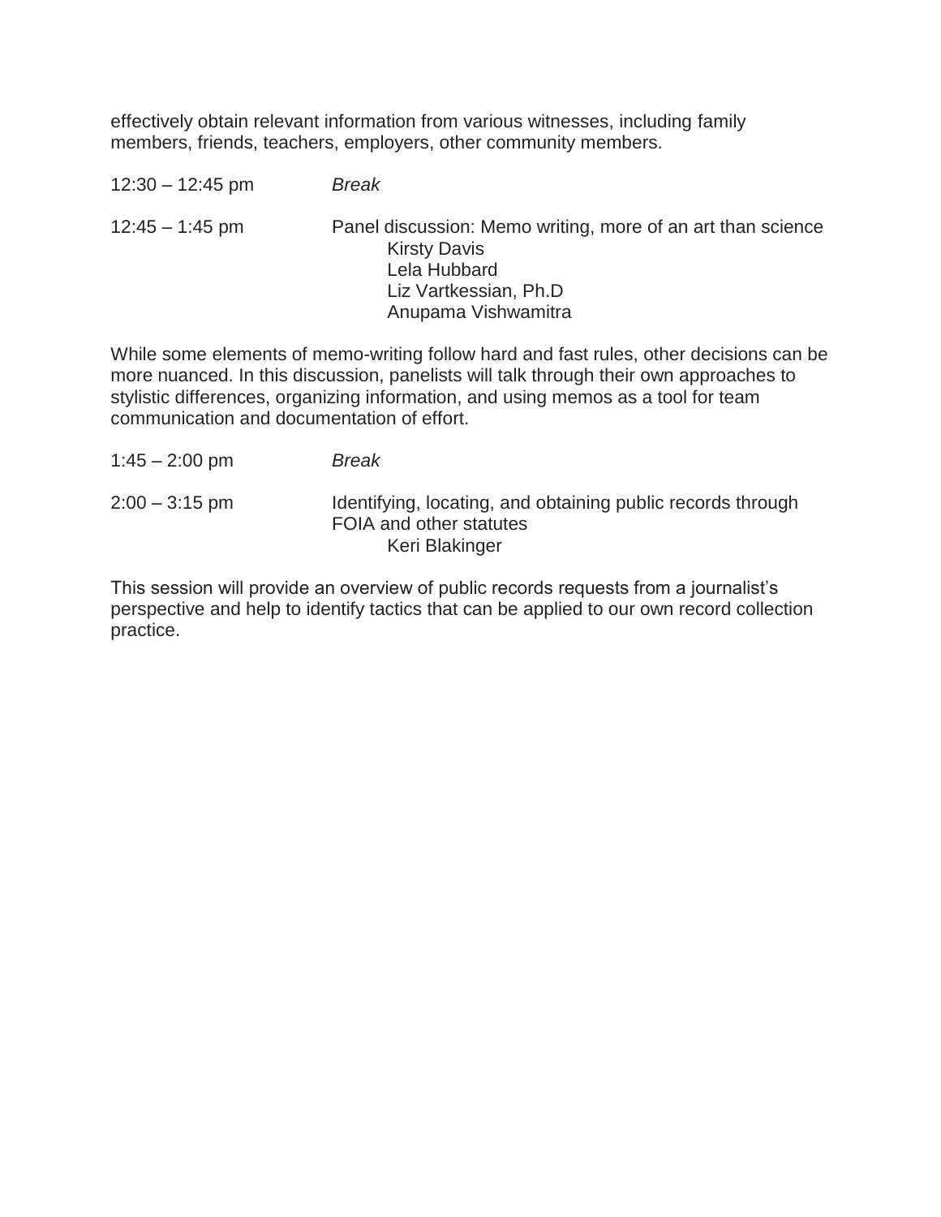effectively obtain relevant information from various witnesses, including family members, friends, teachers, employers, other community members.

| | |
|---|---|
| 12:30 – 12:45 pm | *Break* |
| 12:45 – 1:45 pm | Panel discussion: Memo writing, more of an art than science<br>Kirsty Davis<br>Lela Hubbard<br>Liz Vartkessian, Ph.D<br>Anupama Vishwamitra |

While some elements of memo-writing follow hard and fast rules, other decisions can be more nuanced. In this discussion, panelists will talk through their own approaches to stylistic differences, organizing information, and using memos as a tool for team communication and documentation of effort.

| | |
|---|---|
| 1:45 – 2:00 pm | *Break* |
| 2:00 – 3:15 pm | Identifying, locating, and obtaining public records through FOIA and other statutes<br>Keri Blakinger |

This session will provide an overview of public records requests from a journalist's perspective and help to identify tactics that can be applied to our own record collection practice.